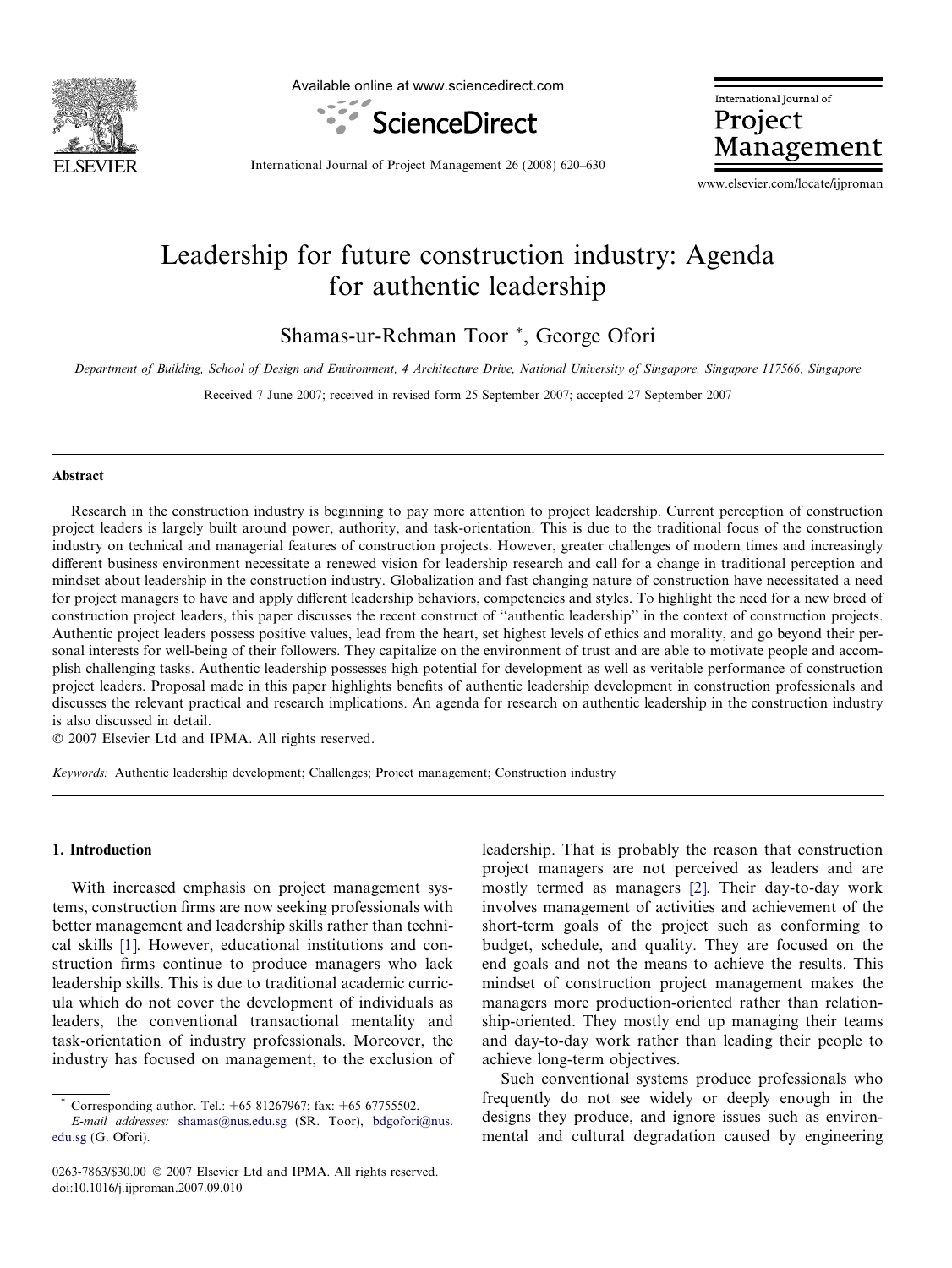# Leadership for future construction industry: Agenda for authentic leadership

Shamas-ur-Rehman Toor *, George Ofori

*Department of Building, School of Design and Environment, 4 Architecture Drive, National University of Singapore, Singapore 117566, Singapore*

Received 7 June 2007; received in revised form 25 September 2007; accepted 27 September 2007

## Abstract

Research in the construction industry is beginning to pay more attention to project leadership. Current perception of construction project leaders is largely built around power, authority, and task-orientation. This is due to the traditional focus of the construction industry on technical and managerial features of construction projects. However, greater challenges of modern times and increasingly different business environment necessitate a renewed vision for leadership research and call for a change in traditional perception and mindset about leadership in the construction industry. Globalization and fast changing nature of construction have necessitated a need for project managers to have and apply different leadership behaviors, competencies and styles. To highlight the need for a new breed of construction project leaders, this paper discusses the recent construct of ''authentic leadership'' in the context of construction projects. Authentic project leaders possess positive values, lead from the heart, set highest levels of ethics and morality, and go beyond their personal interests for well-being of their followers. They capitalize on the environment of trust and are able to motivate people and accomplish challenging tasks. Authentic leadership possesses high potential for development as well as veritable performance of construction project leaders. Proposal made in this paper highlights benefits of authentic leadership development in construction professionals and discusses the relevant practical and research implications. An agenda for research on authentic leadership in the construction industry is also discussed in detail.

© 2007 Elsevier Ltd and IPMA. All rights reserved.

*Keywords:* Authentic leadership development; Challenges; Project management; Construction industry

## 1. Introduction

With increased emphasis on project management systems, construction firms are now seeking professionals with better management and leadership skills rather than technical skills [1]. However, educational institutions and construction firms continue to produce managers who lack leadership skills. This is due to traditional academic curricula which do not cover the development of individuals as leaders, the conventional transactional mentality and task-orientation of industry professionals. Moreover, the industry has focused on management, to the exclusion of leadership. That is probably the reason that construction project managers are not perceived as leaders and are mostly termed as managers [2]. Their day-to-day work involves management of activities and achievement of the short-term goals of the project such as conforming to budget, schedule, and quality. They are focused on the end goals and not the means to achieve the results. This mindset of construction project management makes the managers more production-oriented rather than relationship-oriented. They mostly end up managing their teams and day-to-day work rather than leading their people to achieve long-term objectives.

Such conventional systems produce professionals who frequently do not see widely or deeply enough in the designs they produce, and ignore issues such as environmental and cultural degradation caused by engineering

* Corresponding author. Tel.: +65 81267967; fax: +65 67755502.
*E-mail addresses:* shamas@nus.edu.sg (SR. Toor), bdgofori@nus.edu.sg (G. Ofori).

0263-7863/$30.00 © 2007 Elsevier Ltd and IPMA. All rights reserved.
doi:10.1016/j.ijproman.2007.09.010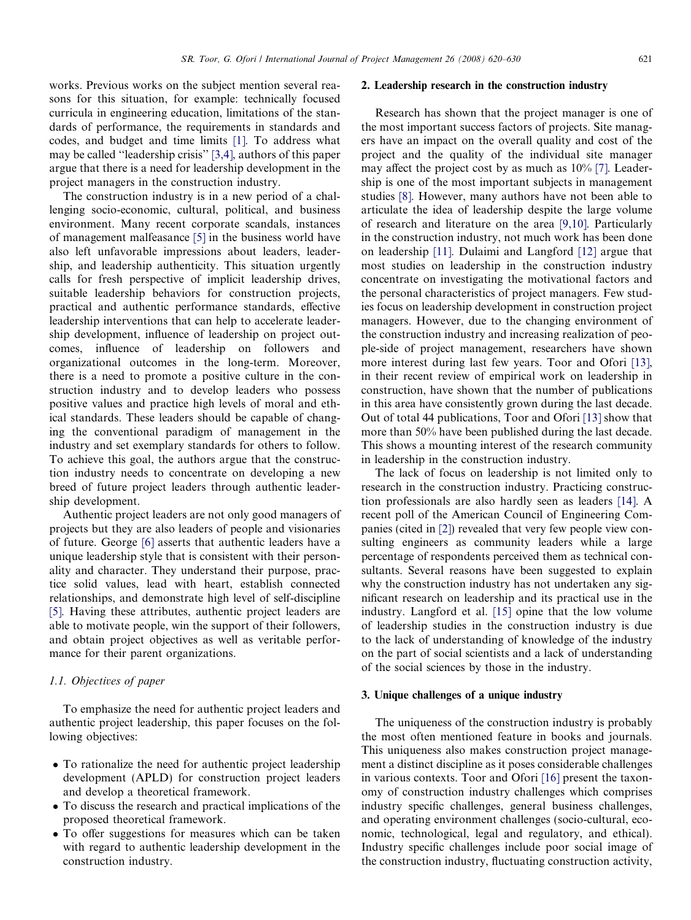works. Previous works on the subject mention several reasons for this situation, for example: technically focused curricula in engineering education, limitations of the standards of performance, the requirements in standards and codes, and budget and time limits [1]. To address what may be called "leadership crisis" [3,4], authors of this paper argue that there is a need for leadership development in the project managers in the construction industry.

The construction industry is in a new period of a challenging socio-economic, cultural, political, and business environment. Many recent corporate scandals, instances of management malfeasance [5] in the business world have also left unfavorable impressions about leaders, leadership, and leadership authenticity. This situation urgently calls for fresh perspective of implicit leadership drives, suitable leadership behaviors for construction projects, practical and authentic performance standards, effective leadership interventions that can help to accelerate leadership development, influence of leadership on project outcomes, influence of leadership on followers and organizational outcomes in the long-term. Moreover, there is a need to promote a positive culture in the construction industry and to develop leaders who possess positive values and practice high levels of moral and ethical standards. These leaders should be capable of changing the conventional paradigm of management in the industry and set exemplary standards for others to follow. To achieve this goal, the authors argue that the construction industry needs to concentrate on developing a new breed of future project leaders through authentic leadership development.

Authentic project leaders are not only good managers of projects but they are also leaders of people and visionaries of future. George [6] asserts that authentic leaders have a unique leadership style that is consistent with their personality and character. They understand their purpose, practice solid values, lead with heart, establish connected relationships, and demonstrate high level of self-discipline [5]. Having these attributes, authentic project leaders are able to motivate people, win the support of their followers, and obtain project objectives as well as veritable performance for their parent organizations.

### 1.1. Objectives of paper

To emphasize the need for authentic project leaders and authentic project leadership, this paper focuses on the following objectives:

- To rationalize the need for authentic project leadership development (APLD) for construction project leaders and develop a theoretical framework.
- To discuss the research and practical implications of the proposed theoretical framework.
- To offer suggestions for measures which can be taken with regard to authentic leadership development in the construction industry.

## 2. Leadership research in the construction industry

Research has shown that the project manager is one of the most important success factors of projects. Site managers have an impact on the overall quality and cost of the project and the quality of the individual site manager may affect the project cost by as much as 10% [7]. Leadership is one of the most important subjects in management studies [8]. However, many authors have not been able to articulate the idea of leadership despite the large volume of research and literature on the area [9,10]. Particularly in the construction industry, not much work has been done on leadership [11]. Dulaimi and Langford [12] argue that most studies on leadership in the construction industry concentrate on investigating the motivational factors and the personal characteristics of project managers. Few studies focus on leadership development in construction project managers. However, due to the changing environment of the construction industry and increasing realization of people-side of project management, researchers have shown more interest during last few years. Toor and Ofori [13], in their recent review of empirical work on leadership in construction, have shown that the number of publications in this area have consistently grown during the last decade. Out of total 44 publications, Toor and Ofori [13] show that more than 50% have been published during the last decade. This shows a mounting interest of the research community in leadership in the construction industry.

The lack of focus on leadership is not limited only to research in the construction industry. Practicing construction professionals are also hardly seen as leaders [14]. A recent poll of the American Council of Engineering Companies (cited in [2]) revealed that very few people view consulting engineers as community leaders while a large percentage of respondents perceived them as technical consultants. Several reasons have been suggested to explain why the construction industry has not undertaken any significant research on leadership and its practical use in the industry. Langford et al. [15] opine that the low volume of leadership studies in the construction industry is due to the lack of understanding of knowledge of the industry on the part of social scientists and a lack of understanding of the social sciences by those in the industry.

## 3. Unique challenges of a unique industry

The uniqueness of the construction industry is probably the most often mentioned feature in books and journals. This uniqueness also makes construction project management a distinct discipline as it poses considerable challenges in various contexts. Toor and Ofori [16] present the taxonomy of construction industry challenges which comprises industry specific challenges, general business challenges, and operating environment challenges (socio-cultural, economic, technological, legal and regulatory, and ethical). Industry specific challenges include poor social image of the construction industry, fluctuating construction activity,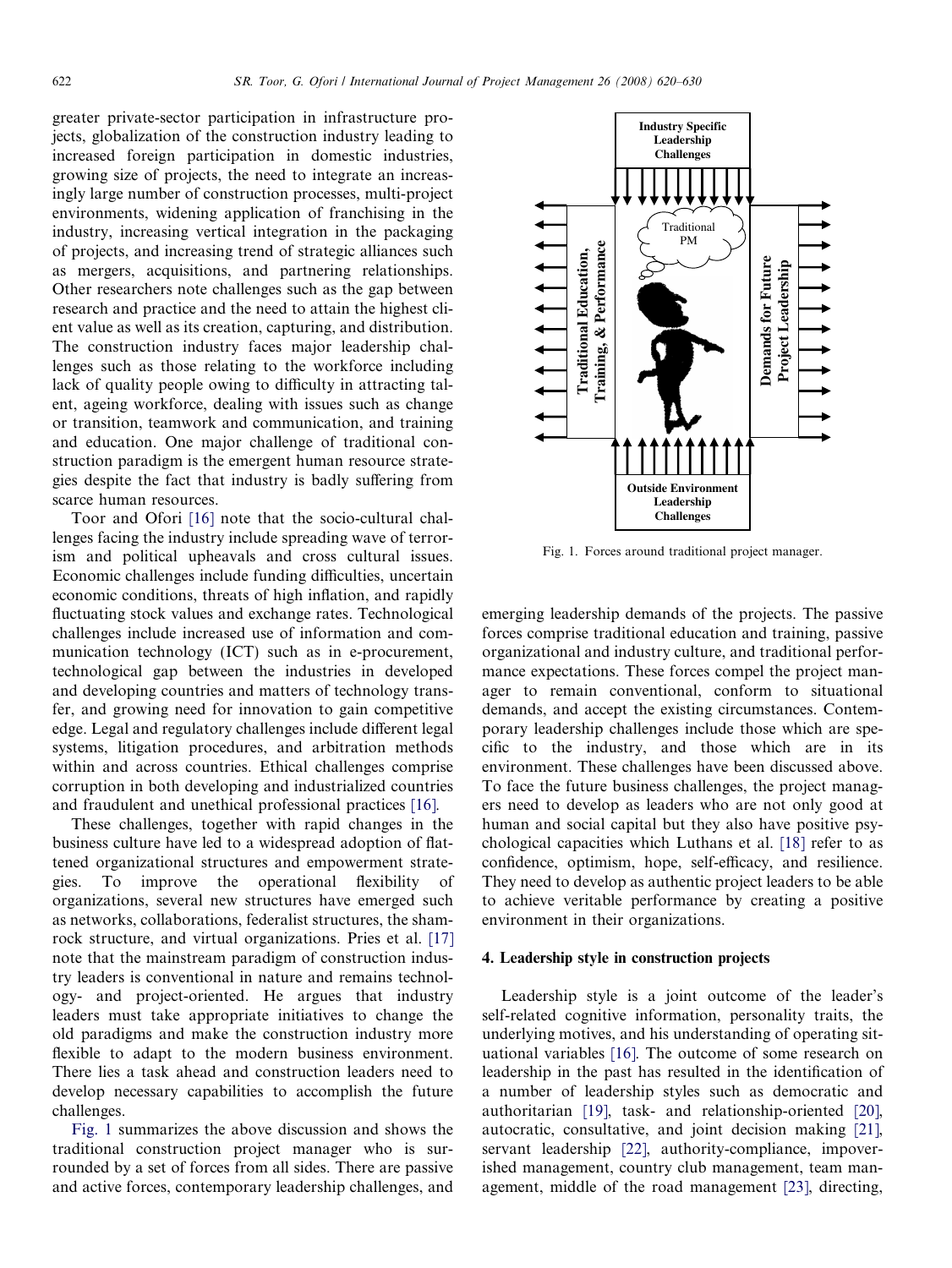greater private-sector participation in infrastructure projects, globalization of the construction industry leading to increased foreign participation in domestic industries, growing size of projects, the need to integrate an increasingly large number of construction processes, multi-project environments, widening application of franchising in the industry, increasing vertical integration in the packaging of projects, and increasing trend of strategic alliances such as mergers, acquisitions, and partnering relationships. Other researchers note challenges such as the gap between research and practice and the need to attain the highest client value as well as its creation, capturing, and distribution. The construction industry faces major leadership challenges such as those relating to the workforce including lack of quality people owing to difficulty in attracting talent, ageing workforce, dealing with issues such as change or transition, teamwork and communication, and training and education. One major challenge of traditional construction paradigm is the emergent human resource strategies despite the fact that industry is badly suffering from scarce human resources.

Toor and Ofori [16] note that the socio-cultural challenges facing the industry include spreading wave of terrorism and political upheavals and cross cultural issues. Economic challenges include funding difficulties, uncertain economic conditions, threats of high inflation, and rapidly fluctuating stock values and exchange rates. Technological challenges include increased use of information and communication technology (ICT) such as in e-procurement, technological gap between the industries in developed and developing countries and matters of technology transfer, and growing need for innovation to gain competitive edge. Legal and regulatory challenges include different legal systems, litigation procedures, and arbitration methods within and across countries. Ethical challenges comprise corruption in both developing and industrialized countries and fraudulent and unethical professional practices [16].

These challenges, together with rapid changes in the business culture have led to a widespread adoption of flattened organizational structures and empowerment strategies. To improve the operational flexibility of organizations, several new structures have emerged such as networks, collaborations, federalist structures, the shamrock structure, and virtual organizations. Pries et al. [17] note that the mainstream paradigm of construction industry leaders is conventional in nature and remains technology- and project-oriented. He argues that industry leaders must take appropriate initiatives to change the old paradigms and make the construction industry more flexible to adapt to the modern business environment. There lies a task ahead and construction leaders need to develop necessary capabilities to accomplish the future challenges.

Fig. 1 summarizes the above discussion and shows the traditional construction project manager who is surrounded by a set of forces from all sides. There are passive and active forces, contemporary leadership challenges, and emerging leadership demands of the projects. The passive forces comprise traditional education and training, passive organizational and industry culture, and traditional performance expectations. These forces compel the project manager to remain conventional, conform to situational demands, and accept the existing circumstances. Contemporary leadership challenges include those which are specific to the industry, and those which are in its environment. These challenges have been discussed above. To face the future business challenges, the project managers need to develop as leaders who are not only good at human and social capital but they also have positive psychological capacities which Luthans et al. [18] refer to as confidence, optimism, hope, self-efficacy, and resilience. They need to develop as authentic project leaders to be able to achieve veritable performance by creating a positive environment in their organizations.

Industry Specific Leadership Challenges

Traditional Education, Training, & Performance

Traditional PM

Demands for Future Project Leadership

Outside Environment Leadership Challenges

Fig. 1. Forces around traditional project manager.

## 4. Leadership style in construction projects

Leadership style is a joint outcome of the leader's self-related cognitive information, personality traits, the underlying motives, and his understanding of operating situational variables [16]. The outcome of some research on leadership in the past has resulted in the identification of a number of leadership styles such as democratic and authoritarian [19], task- and relationship-oriented [20], autocratic, consultative, and joint decision making [21], servant leadership [22], authority-compliance, impoverished management, country club management, team management, middle of the road management [23], directing,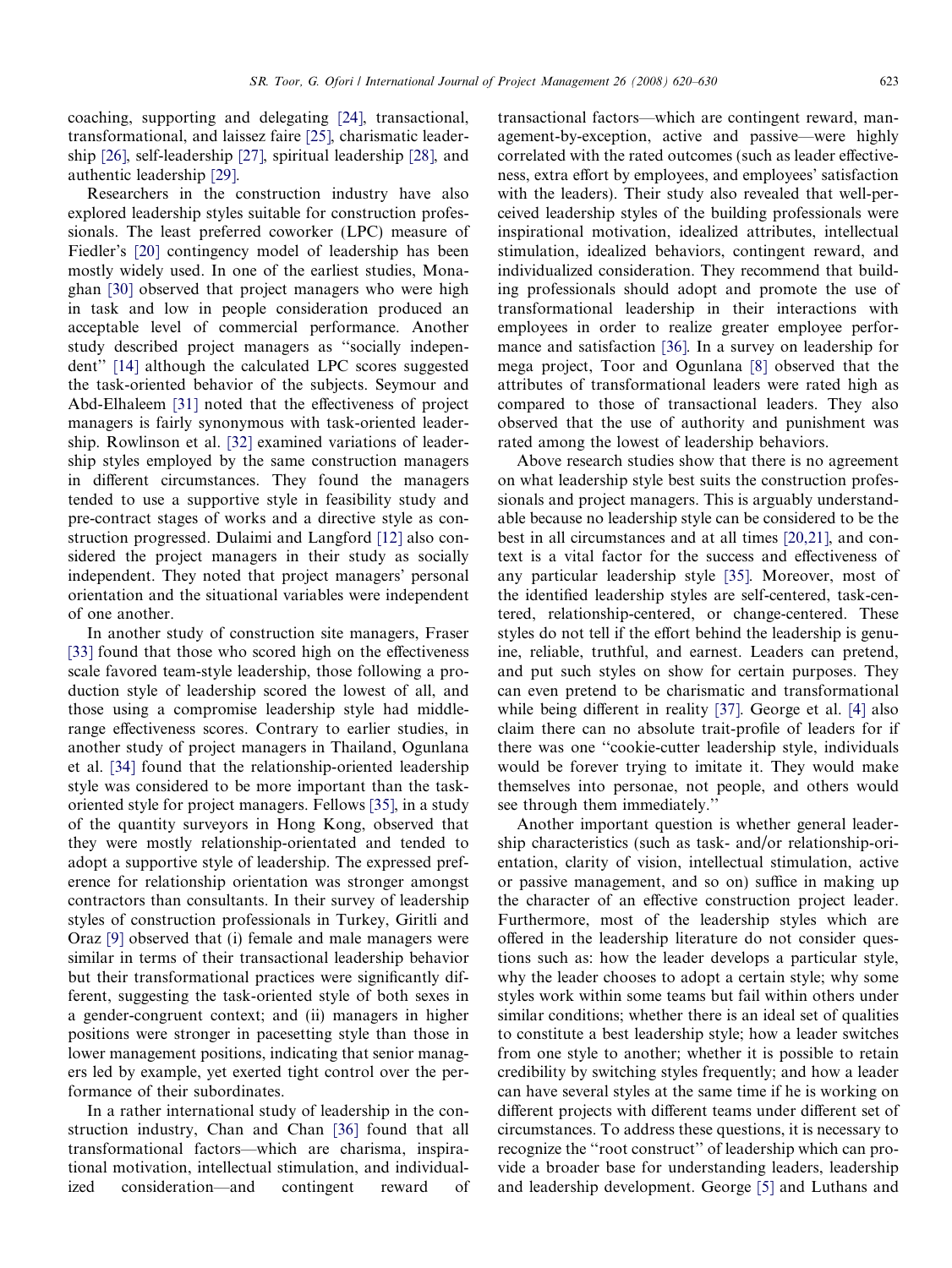coaching, supporting and delegating [24], transactional, transformational, and laissez faire [25], charismatic leadership [26], self-leadership [27], spiritual leadership [28], and authentic leadership [29].

Researchers in the construction industry have also explored leadership styles suitable for construction professionals. The least preferred coworker (LPC) measure of Fiedler's [20] contingency model of leadership has been mostly widely used. In one of the earliest studies, Monaghan [30] observed that project managers who were high in task and low in people consideration produced an acceptable level of commercial performance. Another study described project managers as "socially independent" [14] although the calculated LPC scores suggested the task-oriented behavior of the subjects. Seymour and Abd-Elhaleem [31] noted that the effectiveness of project managers is fairly synonymous with task-oriented leadership. Rowlinson et al. [32] examined variations of leadership styles employed by the same construction managers in different circumstances. They found the managers tended to use a supportive style in feasibility study and pre-contract stages of works and a directive style as construction progressed. Dulaimi and Langford [12] also considered the project managers in their study as socially independent. They noted that project managers' personal orientation and the situational variables were independent of one another.

In another study of construction site managers, Fraser [33] found that those who scored high on the effectiveness scale favored team-style leadership, those following a production style of leadership scored the lowest of all, and those using a compromise leadership style had middle-range effectiveness scores. Contrary to earlier studies, in another study of project managers in Thailand, Ogunlana et al. [34] found that the relationship-oriented leadership style was considered to be more important than the task-oriented style for project managers. Fellows [35], in a study of the quantity surveyors in Hong Kong, observed that they were mostly relationship-orientated and tended to adopt a supportive style of leadership. The expressed preference for relationship orientation was stronger amongst contractors than consultants. In their survey of leadership styles of construction professionals in Turkey, Giritli and Oraz [9] observed that (i) female and male managers were similar in terms of their transactional leadership behavior but their transformational practices were significantly different, suggesting the task-oriented style of both sexes in a gender-congruent context; and (ii) managers in higher positions were stronger in pacesetting style than those in lower management positions, indicating that senior managers led by example, yet exerted tight control over the performance of their subordinates.

In a rather international study of leadership in the construction industry, Chan and Chan [36] found that all transformational factors—which are charisma, inspirational motivation, intellectual stimulation, and individualized consideration—and contingent reward of transactional factors—which are contingent reward, management-by-exception, active and passive—were highly correlated with the rated outcomes (such as leader effectiveness, extra effort by employees, and employees' satisfaction with the leaders). Their study also revealed that well-perceived leadership styles of the building professionals were inspirational motivation, idealized attributes, intellectual stimulation, idealized behaviors, contingent reward, and individualized consideration. They recommend that building professionals should adopt and promote the use of transformational leadership in their interactions with employees in order to realize greater employee performance and satisfaction [36]. In a survey on leadership for mega project, Toor and Ogunlana [8] observed that the attributes of transformational leaders were rated high as compared to those of transactional leaders. They also observed that the use of authority and punishment was rated among the lowest of leadership behaviors.

Above research studies show that there is no agreement on what leadership style best suits the construction professionals and project managers. This is arguably understandable because no leadership style can be considered to be the best in all circumstances and at all times [20,21], and context is a vital factor for the success and effectiveness of any particular leadership style [35]. Moreover, most of the identified leadership styles are self-centered, task-centered, relationship-centered, or change-centered. These styles do not tell if the effort behind the leadership is genuine, reliable, truthful, and earnest. Leaders can pretend, and put such styles on show for certain purposes. They can even pretend to be charismatic and transformational while being different in reality [37]. George et al. [4] also claim there can no absolute trait-profile of leaders for if there was one "cookie-cutter leadership style, individuals would be forever trying to imitate it. They would make themselves into personae, not people, and others would see through them immediately."

Another important question is whether general leadership characteristics (such as task- and/or relationship-orientation, clarity of vision, intellectual stimulation, active or passive management, and so on) suffice in making up the character of an effective construction project leader. Furthermore, most of the leadership styles which are offered in the leadership literature do not consider questions such as: how the leader develops a particular style, why the leader chooses to adopt a certain style; why some styles work within some teams but fail within others under similar conditions; whether there is an ideal set of qualities to constitute a best leadership style; how a leader switches from one style to another; whether it is possible to retain credibility by switching styles frequently; and how a leader can have several styles at the same time if he is working on different projects with different teams under different set of circumstances. To address these questions, it is necessary to recognize the "root construct" of leadership which can provide a broader base for understanding leaders, leadership and leadership development. George [5] and Luthans and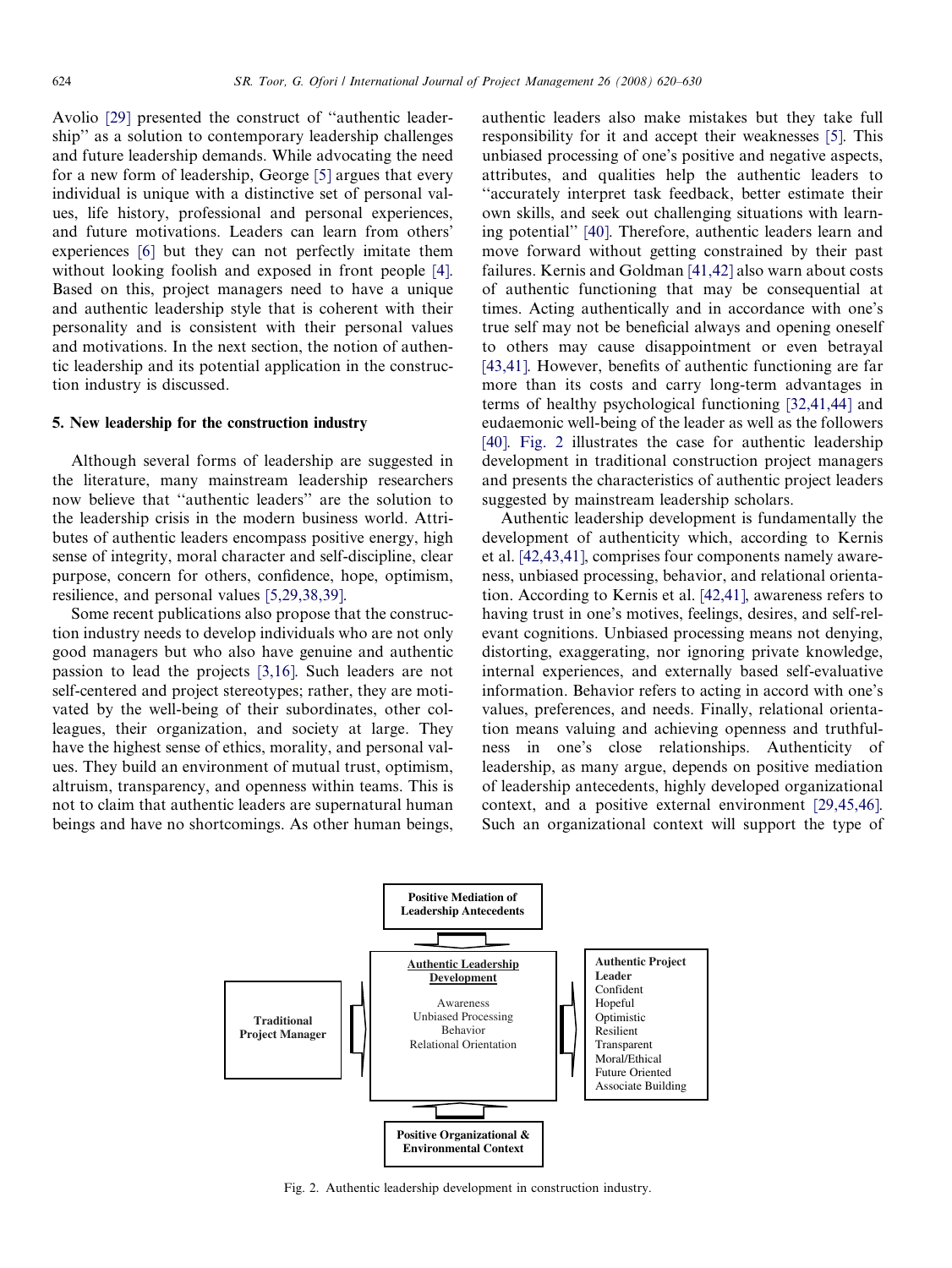Avolio [29] presented the construct of ''authentic leadership'' as a solution to contemporary leadership challenges and future leadership demands. While advocating the need for a new form of leadership, George [5] argues that every individual is unique with a distinctive set of personal values, life history, professional and personal experiences, and future motivations. Leaders can learn from others' experiences [6] but they can not perfectly imitate them without looking foolish and exposed in front people [4]. Based on this, project managers need to have a unique and authentic leadership style that is coherent with their personality and is consistent with their personal values and motivations. In the next section, the notion of authentic leadership and its potential application in the construction industry is discussed.

## 5. New leadership for the construction industry

Although several forms of leadership are suggested in the literature, many mainstream leadership researchers now believe that ''authentic leaders'' are the solution to the leadership crisis in the modern business world. Attributes of authentic leaders encompass positive energy, high sense of integrity, moral character and self-discipline, clear purpose, concern for others, confidence, hope, optimism, resilience, and personal values [5,29,38,39].

Some recent publications also propose that the construction industry needs to develop individuals who are not only good managers but who also have genuine and authentic passion to lead the projects [3,16]. Such leaders are not self-centered and project stereotypes; rather, they are motivated by the well-being of their subordinates, other colleagues, their organization, and society at large. They have the highest sense of ethics, morality, and personal values. They build an environment of mutual trust, optimism, altruism, transparency, and openness within teams. This is not to claim that authentic leaders are supernatural human beings and have no shortcomings. As other human beings, authentic leaders also make mistakes but they take full responsibility for it and accept their weaknesses [5]. This unbiased processing of one's positive and negative aspects, attributes, and qualities help the authentic leaders to ''accurately interpret task feedback, better estimate their own skills, and seek out challenging situations with learning potential'' [40]. Therefore, authentic leaders learn and move forward without getting constrained by their past failures. Kernis and Goldman [41,42] also warn about costs of authentic functioning that may be consequential at times. Acting authentically and in accordance with one's true self may not be beneficial always and opening oneself to others may cause disappointment or even betrayal [43,41]. However, benefits of authentic functioning are far more than its costs and carry long-term advantages in terms of healthy psychological functioning [32,41,44] and eudaemonic well-being of the leader as well as the followers [40]. Fig. 2 illustrates the case for authentic leadership development in traditional construction project managers and presents the characteristics of authentic project leaders suggested by mainstream leadership scholars.

Authentic leadership development is fundamentally the development of authenticity which, according to Kernis et al. [42,43,41], comprises four components namely awareness, unbiased processing, behavior, and relational orientation. According to Kernis et al. [42,41], awareness refers to having trust in one's motives, feelings, desires, and self-relevant cognitions. Unbiased processing means not denying, distorting, exaggerating, nor ignoring private knowledge, internal experiences, and externally based self-evaluative information. Behavior refers to acting in accord with one's values, preferences, and needs. Finally, relational orientation means valuing and achieving openness and truthfulness in one's close relationships. Authenticity of leadership, as many argue, depends on positive mediation of leadership antecedents, highly developed organizational context, and a positive external environment [29,45,46]. Such an organizational context will support the type of

**Positive Mediation of Leadership Antecedents**

**Traditional Project Manager** → **Authentic Leadership Development** (Awareness, Unbiased Processing, Behavior, Relational Orientation) → **Authentic Project Leader** (Confident, Hopeful, Optimistic, Resilient, Transparent, Moral/Ethical, Future Oriented, Associate Building)

**Positive Organizational & Environmental Context**

Fig. 2. Authentic leadership development in construction industry.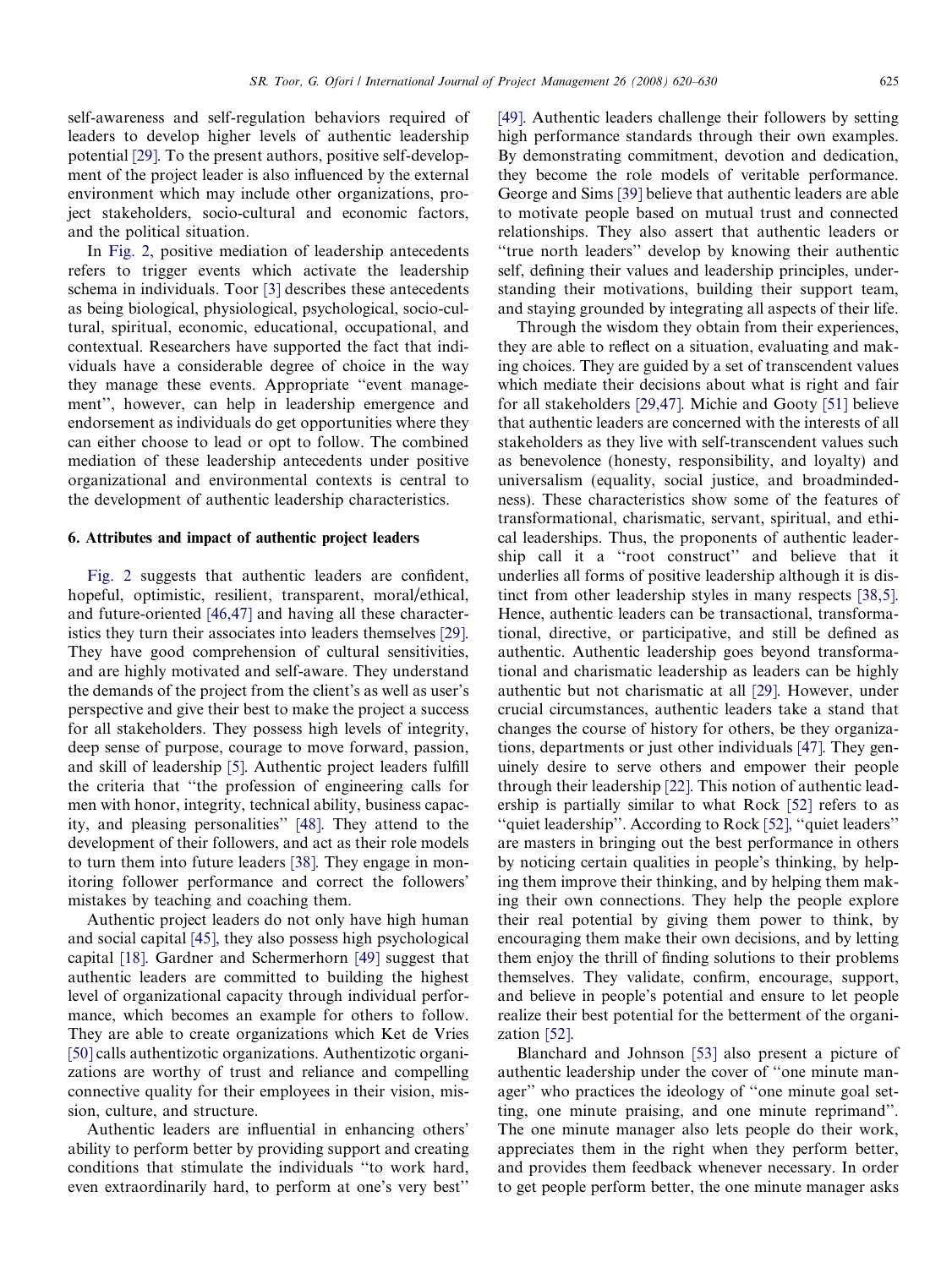self-awareness and self-regulation behaviors required of leaders to develop higher levels of authentic leadership potential [29]. To the present authors, positive self-development of the project leader is also influenced by the external environment which may include other organizations, project stakeholders, socio-cultural and economic factors, and the political situation.

In Fig. 2, positive mediation of leadership antecedents refers to trigger events which activate the leadership schema in individuals. Toor [3] describes these antecedents as being biological, physiological, psychological, socio-cultural, spiritual, economic, educational, occupational, and contextual. Researchers have supported the fact that individuals have a considerable degree of choice in the way they manage these events. Appropriate "event management", however, can help in leadership emergence and endorsement as individuals do get opportunities where they can either choose to lead or opt to follow. The combined mediation of these leadership antecedents under positive organizational and environmental contexts is central to the development of authentic leadership characteristics.

## 6. Attributes and impact of authentic project leaders

Fig. 2 suggests that authentic leaders are confident, hopeful, optimistic, resilient, transparent, moral/ethical, and future-oriented [46,47] and having all these characteristics they turn their associates into leaders themselves [29]. They have good comprehension of cultural sensitivities, and are highly motivated and self-aware. They understand the demands of the project from the client's as well as user's perspective and give their best to make the project a success for all stakeholders. They possess high levels of integrity, deep sense of purpose, courage to move forward, passion, and skill of leadership [5]. Authentic project leaders fulfill the criteria that "the profession of engineering calls for men with honor, integrity, technical ability, business capacity, and pleasing personalities" [48]. They attend to the development of their followers, and act as their role models to turn them into future leaders [38]. They engage in monitoring follower performance and correct the followers' mistakes by teaching and coaching them.

Authentic project leaders do not only have high human and social capital [45], they also possess high psychological capital [18]. Gardner and Schermerhorn [49] suggest that authentic leaders are committed to building the highest level of organizational capacity through individual performance, which becomes an example for others to follow. They are able to create organizations which Ket de Vries [50] calls authentizotic organizations. Authentizotic organizations are worthy of trust and reliance and compelling connective quality for their employees in their vision, mission, culture, and structure.

Authentic leaders are influential in enhancing others' ability to perform better by providing support and creating conditions that stimulate the individuals "to work hard, even extraordinarily hard, to perform at one's very best" [49]. Authentic leaders challenge their followers by setting high performance standards through their own examples. By demonstrating commitment, devotion and dedication, they become the role models of veritable performance. George and Sims [39] believe that authentic leaders are able to motivate people based on mutual trust and connected relationships. They also assert that authentic leaders or "true north leaders" develop by knowing their authentic self, defining their values and leadership principles, understanding their motivations, building their support team, and staying grounded by integrating all aspects of their life.

Through the wisdom they obtain from their experiences, they are able to reflect on a situation, evaluating and making choices. They are guided by a set of transcendent values which mediate their decisions about what is right and fair for all stakeholders [29,47]. Michie and Gooty [51] believe that authentic leaders are concerned with the interests of all stakeholders as they live with self-transcendent values such as benevolence (honesty, responsibility, and loyalty) and universalism (equality, social justice, and broadmindedness). These characteristics show some of the features of transformational, charismatic, servant, spiritual, and ethical leaderships. Thus, the proponents of authentic leadership call it a "root construct" and believe that it underlies all forms of positive leadership although it is distinct from other leadership styles in many respects [38,5]. Hence, authentic leaders can be transactional, transformational, directive, or participative, and still be defined as authentic. Authentic leadership goes beyond transformational and charismatic leadership as leaders can be highly authentic but not charismatic at all [29]. However, under crucial circumstances, authentic leaders take a stand that changes the course of history for others, be they organizations, departments or just other individuals [47]. They genuinely desire to serve others and empower their people through their leadership [22]. This notion of authentic leadership is partially similar to what Rock [52] refers to as "quiet leadership". According to Rock [52], "quiet leaders" are masters in bringing out the best performance in others by noticing certain qualities in people's thinking, by helping them improve their thinking, and by helping them making their own connections. They help the people explore their real potential by giving them power to think, by encouraging them make their own decisions, and by letting them enjoy the thrill of finding solutions to their problems themselves. They validate, confirm, encourage, support, and believe in people's potential and ensure to let people realize their best potential for the betterment of the organization [52].

Blanchard and Johnson [53] also present a picture of authentic leadership under the cover of "one minute manager" who practices the ideology of "one minute goal setting, one minute praising, and one minute reprimand". The one minute manager also lets people do their work, appreciates them in the right when they perform better, and provides them feedback whenever necessary. In order to get people perform better, the one minute manager asks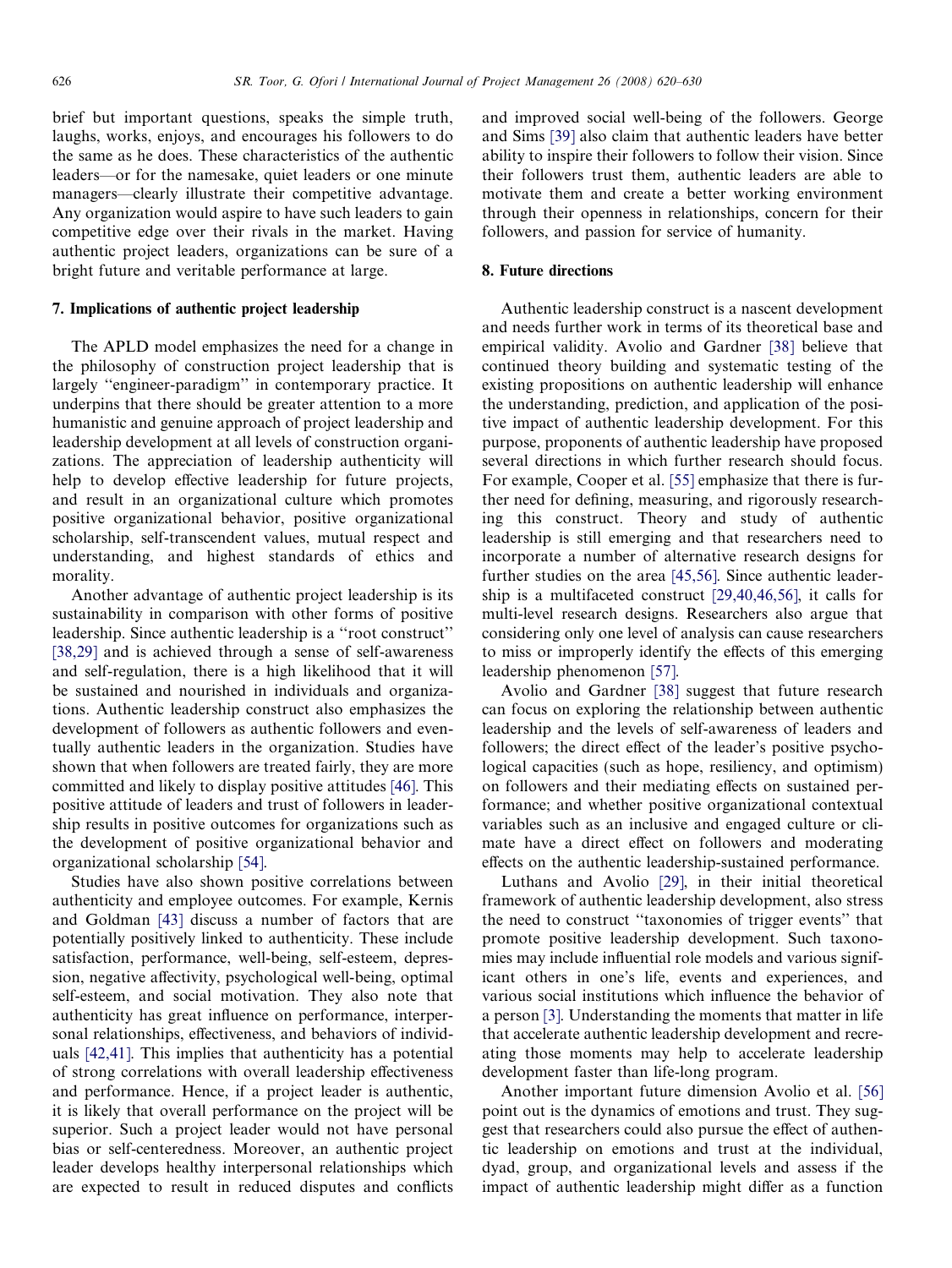brief but important questions, speaks the simple truth, laughs, works, enjoys, and encourages his followers to do the same as he does. These characteristics of the authentic leaders—or for the namesake, quiet leaders or one minute managers—clearly illustrate their competitive advantage. Any organization would aspire to have such leaders to gain competitive edge over their rivals in the market. Having authentic project leaders, organizations can be sure of a bright future and veritable performance at large.

## 7. Implications of authentic project leadership

The APLD model emphasizes the need for a change in the philosophy of construction project leadership that is largely "engineer-paradigm" in contemporary practice. It underpins that there should be greater attention to a more humanistic and genuine approach of project leadership and leadership development at all levels of construction organizations. The appreciation of leadership authenticity will help to develop effective leadership for future projects, and result in an organizational culture which promotes positive organizational behavior, positive organizational scholarship, self-transcendent values, mutual respect and understanding, and highest standards of ethics and morality.

Another advantage of authentic project leadership is its sustainability in comparison with other forms of positive leadership. Since authentic leadership is a "root construct" [38,29] and is achieved through a sense of self-awareness and self-regulation, there is a high likelihood that it will be sustained and nourished in individuals and organizations. Authentic leadership construct also emphasizes the development of followers as authentic followers and eventually authentic leaders in the organization. Studies have shown that when followers are treated fairly, they are more committed and likely to display positive attitudes [46]. This positive attitude of leaders and trust of followers in leadership results in positive outcomes for organizations such as the development of positive organizational behavior and organizational scholarship [54].

Studies have also shown positive correlations between authenticity and employee outcomes. For example, Kernis and Goldman [43] discuss a number of factors that are potentially positively linked to authenticity. These include satisfaction, performance, well-being, self-esteem, depression, negative affectivity, psychological well-being, optimal self-esteem, and social motivation. They also note that authenticity has great influence on performance, interpersonal relationships, effectiveness, and behaviors of individuals [42,41]. This implies that authenticity has a potential of strong correlations with overall leadership effectiveness and performance. Hence, if a project leader is authentic, it is likely that overall performance on the project will be superior. Such a project leader would not have personal bias or self-centeredness. Moreover, an authentic project leader develops healthy interpersonal relationships which are expected to result in reduced disputes and conflicts and improved social well-being of the followers. George and Sims [39] also claim that authentic leaders have better ability to inspire their followers to follow their vision. Since their followers trust them, authentic leaders are able to motivate them and create a better working environment through their openness in relationships, concern for their followers, and passion for service of humanity.

## 8. Future directions

Authentic leadership construct is a nascent development and needs further work in terms of its theoretical base and empirical validity. Avolio and Gardner [38] believe that continued theory building and systematic testing of the existing propositions on authentic leadership will enhance the understanding, prediction, and application of the positive impact of authentic leadership development. For this purpose, proponents of authentic leadership have proposed several directions in which further research should focus. For example, Cooper et al. [55] emphasize that there is further need for defining, measuring, and rigorously researching this construct. Theory and study of authentic leadership is still emerging and that researchers need to incorporate a number of alternative research designs for further studies on the area [45,56]. Since authentic leadership is a multifaceted construct [29,40,46,56], it calls for multi-level research designs. Researchers also argue that considering only one level of analysis can cause researchers to miss or improperly identify the effects of this emerging leadership phenomenon [57].

Avolio and Gardner [38] suggest that future research can focus on exploring the relationship between authentic leadership and the levels of self-awareness of leaders and followers; the direct effect of the leader's positive psychological capacities (such as hope, resiliency, and optimism) on followers and their mediating effects on sustained performance; and whether positive organizational contextual variables such as an inclusive and engaged culture or climate have a direct effect on followers and moderating effects on the authentic leadership-sustained performance.

Luthans and Avolio [29], in their initial theoretical framework of authentic leadership development, also stress the need to construct "taxonomies of trigger events" that promote positive leadership development. Such taxonomies may include influential role models and various significant others in one's life, events and experiences, and various social institutions which influence the behavior of a person [3]. Understanding the moments that matter in life that accelerate authentic leadership development and recreating those moments may help to accelerate leadership development faster than life-long program.

Another important future dimension Avolio et al. [56] point out is the dynamics of emotions and trust. They suggest that researchers could also pursue the effect of authentic leadership on emotions and trust at the individual, dyad, group, and organizational levels and assess if the impact of authentic leadership might differ as a function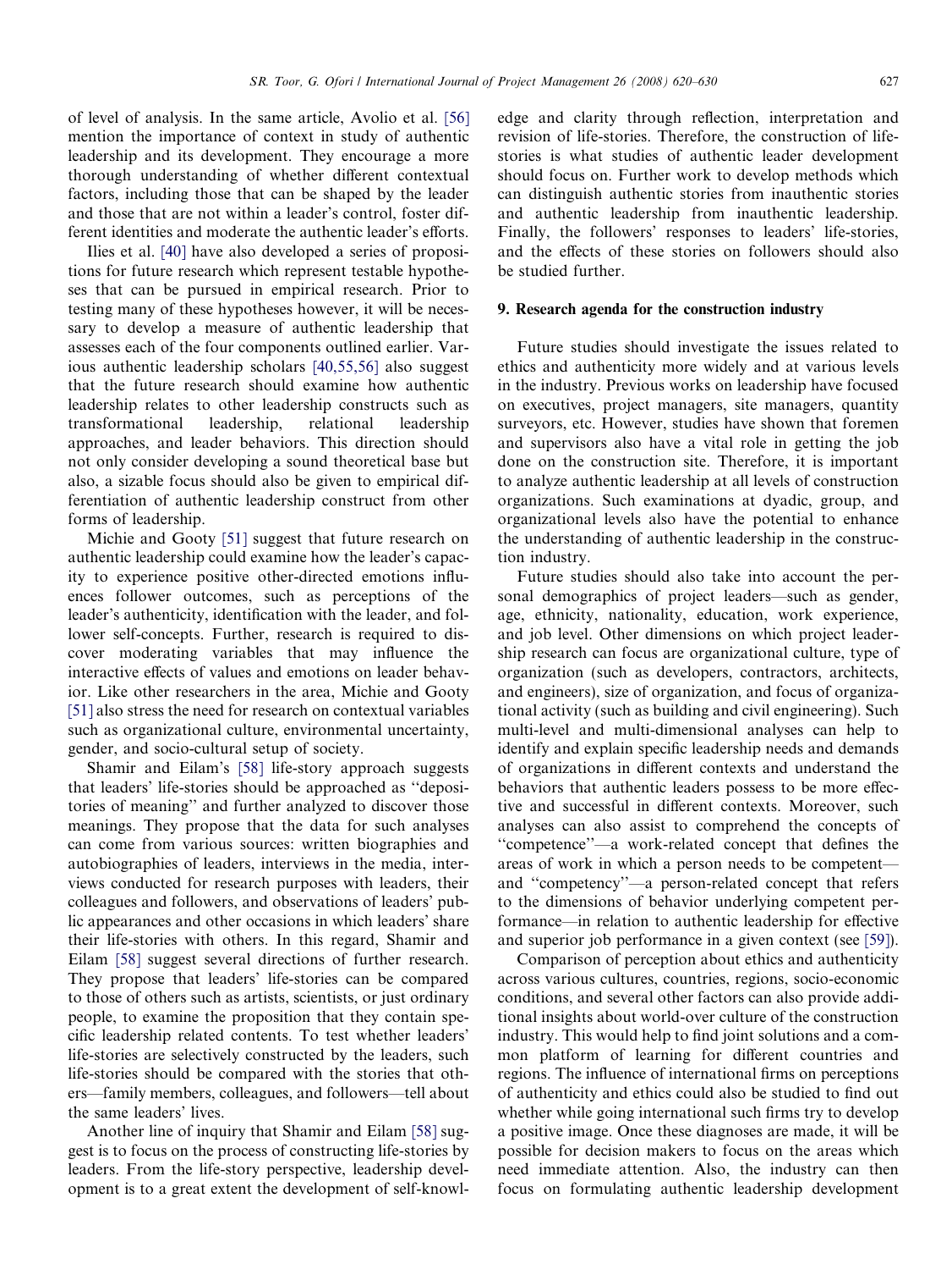of level of analysis. In the same article, Avolio et al. [56] mention the importance of context in study of authentic leadership and its development. They encourage a more thorough understanding of whether different contextual factors, including those that can be shaped by the leader and those that are not within a leader's control, foster different identities and moderate the authentic leader's efforts.

Ilies et al. [40] have also developed a series of propositions for future research which represent testable hypotheses that can be pursued in empirical research. Prior to testing many of these hypotheses however, it will be necessary to develop a measure of authentic leadership that assesses each of the four components outlined earlier. Various authentic leadership scholars [40,55,56] also suggest that the future research should examine how authentic leadership relates to other leadership constructs such as transformational leadership, relational leadership approaches, and leader behaviors. This direction should not only consider developing a sound theoretical base but also, a sizable focus should also be given to empirical differentiation of authentic leadership construct from other forms of leadership.

Michie and Gooty [51] suggest that future research on authentic leadership could examine how the leader's capacity to experience positive other-directed emotions influences follower outcomes, such as perceptions of the leader's authenticity, identification with the leader, and follower self-concepts. Further, research is required to discover moderating variables that may influence the interactive effects of values and emotions on leader behavior. Like other researchers in the area, Michie and Gooty [51] also stress the need for research on contextual variables such as organizational culture, environmental uncertainty, gender, and socio-cultural setup of society.

Shamir and Eilam's [58] life-story approach suggests that leaders' life-stories should be approached as ''depositories of meaning'' and further analyzed to discover those meanings. They propose that the data for such analyses can come from various sources: written biographies and autobiographies of leaders, interviews in the media, interviews conducted for research purposes with leaders, their colleagues and followers, and observations of leaders' public appearances and other occasions in which leaders' share their life-stories with others. In this regard, Shamir and Eilam [58] suggest several directions of further research. They propose that leaders' life-stories can be compared to those of others such as artists, scientists, or just ordinary people, to examine the proposition that they contain specific leadership related contents. To test whether leaders' life-stories are selectively constructed by the leaders, such life-stories should be compared with the stories that others—family members, colleagues, and followers—tell about the same leaders' lives.

Another line of inquiry that Shamir and Eilam [58] suggest is to focus on the process of constructing life-stories by leaders. From the life-story perspective, leadership development is to a great extent the development of self-knowledge and clarity through reflection, interpretation and revision of life-stories. Therefore, the construction of life-stories is what studies of authentic leader development should focus on. Further work to develop methods which can distinguish authentic stories from inauthentic stories and authentic leadership from inauthentic leadership. Finally, the followers' responses to leaders' life-stories, and the effects of these stories on followers should also be studied further.

## 9. Research agenda for the construction industry

Future studies should investigate the issues related to ethics and authenticity more widely and at various levels in the industry. Previous works on leadership have focused on executives, project managers, site managers, quantity surveyors, etc. However, studies have shown that foremen and supervisors also have a vital role in getting the job done on the construction site. Therefore, it is important to analyze authentic leadership at all levels of construction organizations. Such examinations at dyadic, group, and organizational levels also have the potential to enhance the understanding of authentic leadership in the construction industry.

Future studies should also take into account the personal demographics of project leaders—such as gender, age, ethnicity, nationality, education, work experience, and job level. Other dimensions on which project leadership research can focus are organizational culture, type of organization (such as developers, contractors, architects, and engineers), size of organization, and focus of organizational activity (such as building and civil engineering). Such multi-level and multi-dimensional analyses can help to identify and explain specific leadership needs and demands of organizations in different contexts and understand the behaviors that authentic leaders possess to be more effective and successful in different contexts. Moreover, such analyses can also assist to comprehend the concepts of ''competence''—a work-related concept that defines the areas of work in which a person needs to be competent—and ''competency''—a person-related concept that refers to the dimensions of behavior underlying competent performance—in relation to authentic leadership for effective and superior job performance in a given context (see [59]).

Comparison of perception about ethics and authenticity across various cultures, countries, regions, socio-economic conditions, and several other factors can also provide additional insights about world-over culture of the construction industry. This would help to find joint solutions and a common platform of learning for different countries and regions. The influence of international firms on perceptions of authenticity and ethics could also be studied to find out whether while going international such firms try to develop a positive image. Once these diagnoses are made, it will be possible for decision makers to focus on the areas which need immediate attention. Also, the industry can then focus on formulating authentic leadership development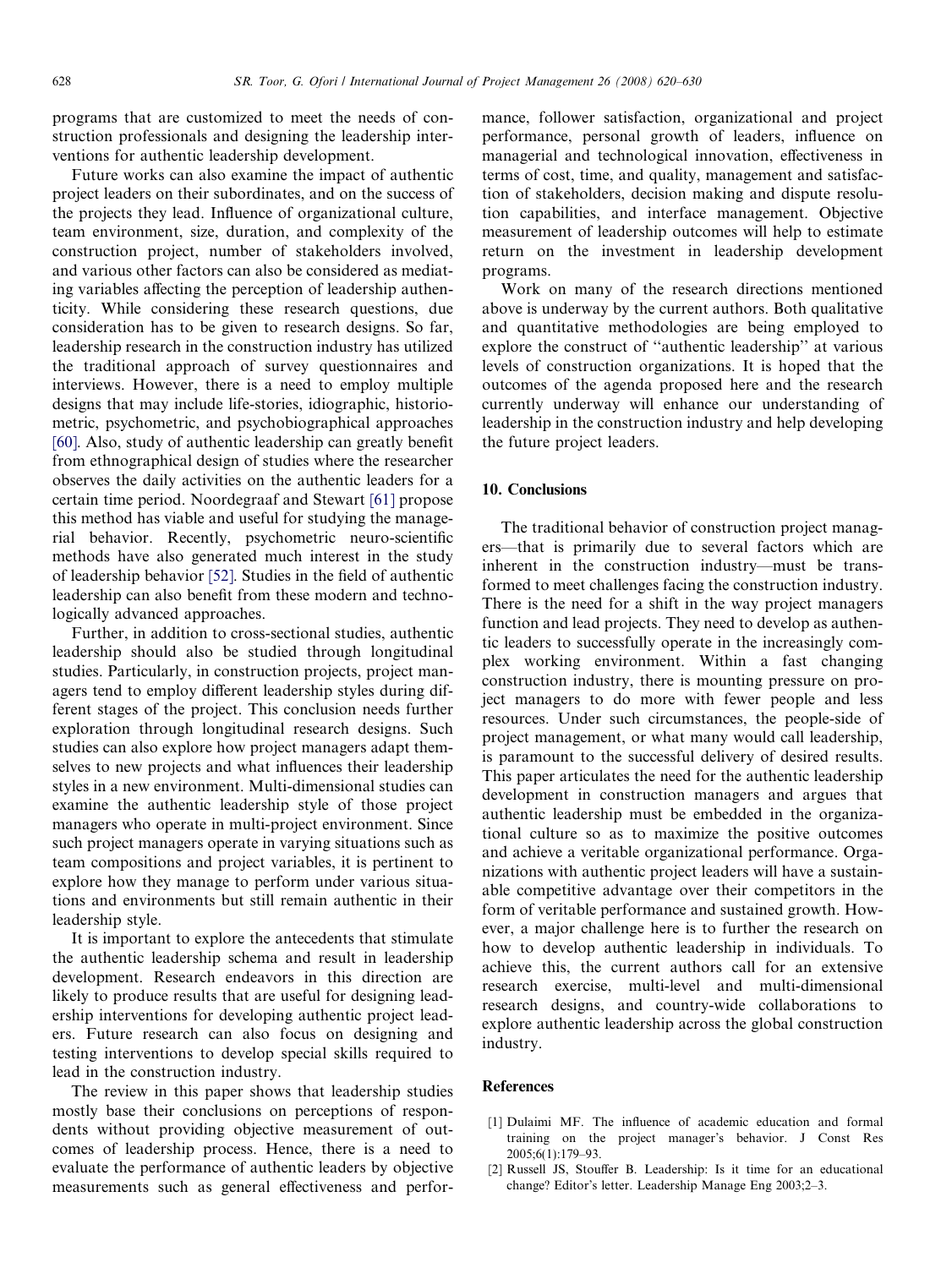programs that are customized to meet the needs of construction professionals and designing the leadership interventions for authentic leadership development.

Future works can also examine the impact of authentic project leaders on their subordinates, and on the success of the projects they lead. Influence of organizational culture, team environment, size, duration, and complexity of the construction project, number of stakeholders involved, and various other factors can also be considered as mediating variables affecting the perception of leadership authenticity. While considering these research questions, due consideration has to be given to research designs. So far, leadership research in the construction industry has utilized the traditional approach of survey questionnaires and interviews. However, there is a need to employ multiple designs that may include life-stories, idiographic, historiometric, psychometric, and psychobiographical approaches [60]. Also, study of authentic leadership can greatly benefit from ethnographical design of studies where the researcher observes the daily activities on the authentic leaders for a certain time period. Noordegraaf and Stewart [61] propose this method has viable and useful for studying the managerial behavior. Recently, psychometric neuro-scientific methods have also generated much interest in the study of leadership behavior [52]. Studies in the field of authentic leadership can also benefit from these modern and technologically advanced approaches.

Further, in addition to cross-sectional studies, authentic leadership should also be studied through longitudinal studies. Particularly, in construction projects, project managers tend to employ different leadership styles during different stages of the project. This conclusion needs further exploration through longitudinal research designs. Such studies can also explore how project managers adapt themselves to new projects and what influences their leadership styles in a new environment. Multi-dimensional studies can examine the authentic leadership style of those project managers who operate in multi-project environment. Since such project managers operate in varying situations such as team compositions and project variables, it is pertinent to explore how they manage to perform under various situations and environments but still remain authentic in their leadership style.

It is important to explore the antecedents that stimulate the authentic leadership schema and result in leadership development. Research endeavors in this direction are likely to produce results that are useful for designing leadership interventions for developing authentic project leaders. Future research can also focus on designing and testing interventions to develop special skills required to lead in the construction industry.

The review in this paper shows that leadership studies mostly base their conclusions on perceptions of respondents without providing objective measurement of outcomes of leadership process. Hence, there is a need to evaluate the performance of authentic leaders by objective measurements such as general effectiveness and performance, follower satisfaction, organizational and project performance, personal growth of leaders, influence on managerial and technological innovation, effectiveness in terms of cost, time, and quality, management and satisfaction of stakeholders, decision making and dispute resolution capabilities, and interface management. Objective measurement of leadership outcomes will help to estimate return on the investment in leadership development programs.

Work on many of the research directions mentioned above is underway by the current authors. Both qualitative and quantitative methodologies are being employed to explore the construct of "authentic leadership" at various levels of construction organizations. It is hoped that the outcomes of the agenda proposed here and the research currently underway will enhance our understanding of leadership in the construction industry and help developing the future project leaders.

## 10. Conclusions

The traditional behavior of construction project managers—that is primarily due to several factors which are inherent in the construction industry—must be transformed to meet challenges facing the construction industry. There is the need for a shift in the way project managers function and lead projects. They need to develop as authentic leaders to successfully operate in the increasingly complex working environment. Within a fast changing construction industry, there is mounting pressure on project managers to do more with fewer people and less resources. Under such circumstances, the people-side of project management, or what many would call leadership, is paramount to the successful delivery of desired results. This paper articulates the need for the authentic leadership development in construction managers and argues that authentic leadership must be embedded in the organizational culture so as to maximize the positive outcomes and achieve a veritable organizational performance. Organizations with authentic project leaders will have a sustainable competitive advantage over their competitors in the form of veritable performance and sustained growth. However, a major challenge here is to further the research on how to develop authentic leadership in individuals. To achieve this, the current authors call for an extensive research exercise, multi-level and multi-dimensional research designs, and country-wide collaborations to explore authentic leadership across the global construction industry.

## References

[1] Dulaimi MF. The influence of academic education and formal training on the project manager's behavior. J Const Res 2005;6(1):179–93.

[2] Russell JS, Stouffer B. Leadership: Is it time for an educational change? Editor's letter. Leadership Manage Eng 2003;2–3.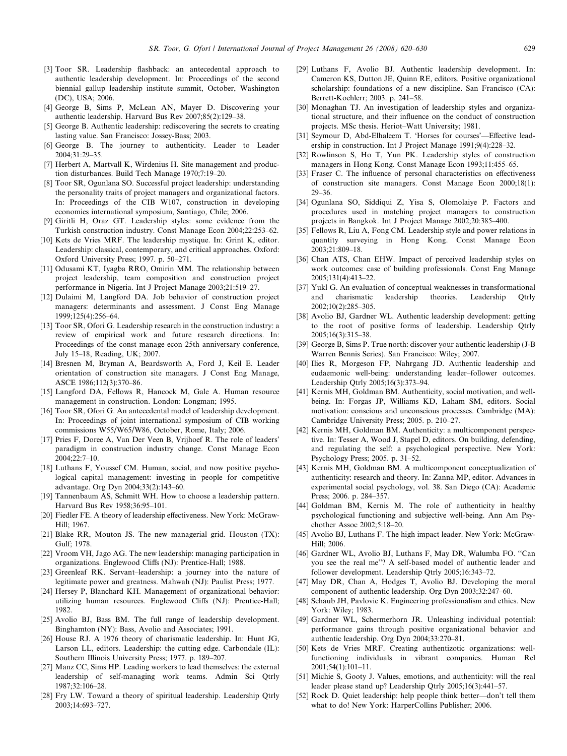[3] Toor SR. Leadership flashback: an antecedental approach to authentic leadership development. In: Proceedings of the second biennial gallup leadership institute summit, October, Washington (DC), USA; 2006.

[4] George B, Sims P, McLean AN, Mayer D. Discovering your authentic leadership. Harvard Bus Rev 2007;85(2):129–38.

[5] George B. Authentic leadership: rediscovering the secrets to creating lasting value. San Francisco: Jossey-Bass; 2003.

[6] George B. The journey to authenticity. Leader to Leader 2004;31:29–35.

[7] Herbert A, Martvall K, Wirdenius H. Site management and production disturbances. Build Tech Manage 1970;7:19–20.

[8] Toor SR, Ogunlana SO. Successful project leadership: understanding the personality traits of project managers and organizational factors. In: Proceedings of the CIB W107, construction in developing economies international symposium, Santiago, Chile; 2006.

[9] Giritli H, Oraz GT. Leadership styles: some evidence from the Turkish construction industry. Const Manage Econ 2004;22:253–62.

[10] Kets de Vries MRF. The leadership mystique. In: Grint K, editor. Leadership: classical, contemporary, and critical approaches. Oxford: Oxford University Press; 1997. p. 50–271.

[11] Odusami KT, Iyagba RRO, Omirin MM. The relationship between project leadership, team composition and construction project performance in Nigeria. Int J Project Manage 2003;21:519–27.

[12] Dulaimi M, Langford DA. Job behavior of construction project managers: determinants and assessment. J Const Eng Manage 1999;125(4):256–64.

[13] Toor SR, Ofori G. Leadership research in the construction industry: a review of empirical work and future research directions. In: Proceedings of the const manage econ 25th anniversary conference, July 15–18, Reading, UK; 2007.

[14] Bresnen M, Bryman A, Beardsworth A, Ford J, Keil E. Leader orientation of construction site managers. J Const Eng Manage, ASCE 1986;112(3):370–86.

[15] Langford DA, Fellows R, Hancock M, Gale A. Human resource management in construction. London: Longman; 1995.

[16] Toor SR, Ofori G. An antecedental model of leadership development. In: Proceedings of joint international symposium of CIB working commissions W55/W65/W86, October, Rome, Italy; 2006.

[17] Pries F, Doree A, Van Der Veen B, Vrijhoef R. The role of leaders' paradigm in construction industry change. Const Manage Econ 2004;22:7–10.

[18] Luthans F, Youssef CM. Human, social, and now positive psychological capital management: investing in people for competitive advantage. Org Dyn 2004;33(2):143–60.

[19] Tannenbaum AS, Schmitt WH. How to choose a leadership pattern. Harvard Bus Rev 1958;36:95–101.

[20] Fiedler FE. A theory of leadership effectiveness. New York: McGraw-Hill; 1967.

[21] Blake RR, Mouton JS. The new managerial grid. Houston (TX): Gulf; 1978.

[22] Vroom VH, Jago AG. The new leadership: managing participation in organizations. Englewood Cliffs (NJ): Prentice-Hall; 1988.

[23] Greenleaf RK. Servant–leadership: a journey into the nature of legitimate power and greatness. Mahwah (NJ): Paulist Press; 1977.

[24] Hersey P, Blanchard KH. Management of organizational behavior: utilizing human resources. Englewood Cliffs (NJ): Prentice-Hall; 1982.

[25] Avolio BJ, Bass BM. The full range of leadership development. Binghamton (NY): Bass, Avolio and Associates; 1991.

[26] House RJ. A 1976 theory of charismatic leadership. In: Hunt JG, Larson LL, editors. Leadership: the cutting edge. Carbondale (IL): Southern Illinois University Press; 1977. p. 189–207.

[27] Manz CC, Sims HP. Leading workers to lead themselves: the external leadership of self-managing work teams. Admin Sci Qtrly 1987;32:106–28.

[28] Fry LW. Toward a theory of spiritual leadership. Leadership Qtrly 2003;14:693–727.

[29] Luthans F, Avolio BJ. Authentic leadership development. In: Cameron KS, Dutton JE, Quinn RE, editors. Positive organizational scholarship: foundations of a new discipline. San Francisco (CA): Berrett-Koehlerr; 2003. p. 241–58.

[30] Monaghan TJ. An investigation of leadership styles and organizational structure, and their influence on the conduct of construction projects. MSc thesis. Heriot–Watt University; 1981.

[31] Seymour D, Abd-Elhaleem T. 'Horses for courses'—Effective leadership in construction. Int J Project Manage 1991;9(4):228–32.

[32] Rowlinson S, Ho T, Yun PK. Leadership styles of construction managers in Hong Kong. Const Manage Econ 1993;11:455–65.

[33] Fraser C. The influence of personal characteristics on effectiveness of construction site managers. Const Manage Econ 2000;18(1): 29–36.

[34] Ogunlana SO, Siddiqui Z, Yisa S, Olomolaiye P. Factors and procedures used in matching project managers to construction projects in Bangkok. Int J Project Manage 2002;20:385–400.

[35] Fellows R, Liu A, Fong CM. Leadership style and power relations in quantity surveying in Hong Kong. Const Manage Econ 2003;21:809–18.

[36] Chan ATS, Chan EHW. Impact of perceived leadership styles on work outcomes: case of building professionals. Const Eng Manage 2005;131(4):413–22.

[37] Yukl G. An evaluation of conceptual weaknesses in transformational and charismatic leadership theories. Leadership Qtrly 2002;10(2):285–305.

[38] Avolio BJ, Gardner WL. Authentic leadership development: getting to the root of positive forms of leadership. Leadership Qtrly 2005;16(3):315–38.

[39] George B, Sims P. True north: discover your authentic leadership (J-B Warren Bennis Series). San Francisco: Wiley; 2007.

[40] Ilies R, Morgeson FP, Nahrgang JD. Authentic leadership and eudaemonic well-being: understanding leader–follower outcomes. Leadership Qtrly 2005;16(3):373–94.

[41] Kernis MH, Goldman BM. Authenticity, social motivation, and well-being. In: Forgas JP, Williams KD, Laham SM, editors. Social motivation: conscious and unconscious processes. Cambridge (MA): Cambridge University Press; 2005. p. 210–27.

[42] Kernis MH, Goldman BM. Authenticity: a multicomponent perspective. In: Tesser A, Wood J, Stapel D, editors. On building, defending, and regulating the self: a psychological perspective. New York: Psychology Press; 2005. p. 31–52.

[43] Kernis MH, Goldman BM. A multicomponent conceptualization of authenticity: research and theory. In: Zanna MP, editor. Advances in experimental social psychology, vol. 38. San Diego (CA): Academic Press; 2006. p. 284–357.

[44] Goldman BM, Kernis M. The role of authenticity in healthy psychological functioning and subjective well-being. Ann Am Psychother Assoc 2002;5:18–20.

[45] Avolio BJ, Luthans F. The high impact leader. New York: McGraw-Hill; 2006.

[46] Gardner WL, Avolio BJ, Luthans F, May DR, Walumba FO. "Can you see the real me"? A self-based model of authentic leader and follower development. Leadership Qtrly 2005;16:343–72.

[47] May DR, Chan A, Hodges T, Avolio BJ. Developing the moral component of authentic leadership. Org Dyn 2003;32:247–60.

[48] Schaub JH, Pavlovic K. Engineering professionalism and ethics. New York: Wiley; 1983.

[49] Gardner WL, Schermerhorn JR. Unleashing individual potential: performance gains through positive organizational behavior and authentic leadership. Org Dyn 2004;33:270–81.

[50] Kets de Vries MRF. Creating authentizotic organizations: well-functioning individuals in vibrant companies. Human Rel 2001;54(1):101–11.

[51] Michie S, Gooty J. Values, emotions, and authenticity: will the real leader please stand up? Leadership Qtrly 2005;16(3):441–57.

[52] Rock D. Quiet leadership: help people think better—don't tell them what to do! New York: HarperCollins Publisher; 2006.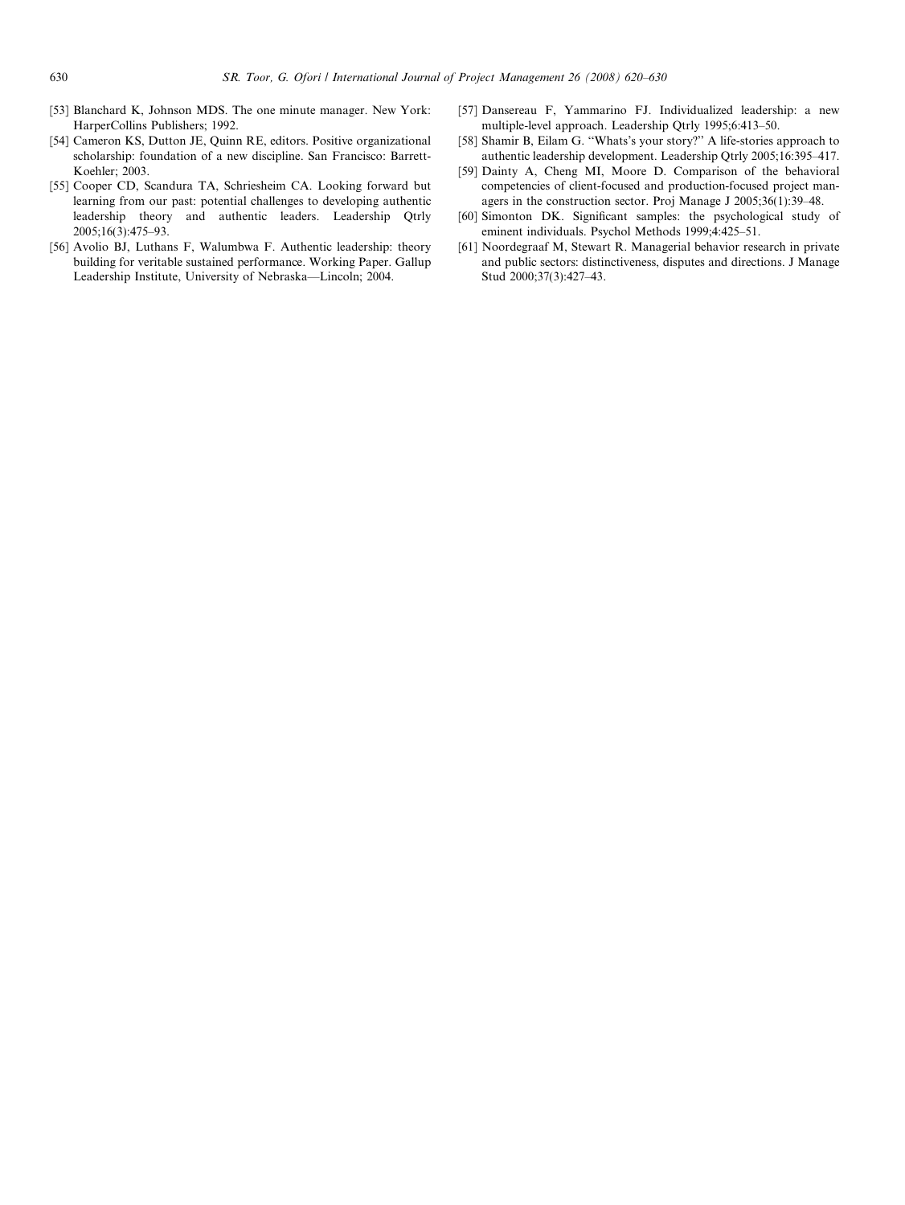[53] Blanchard K, Johnson MDS. The one minute manager. New York: HarperCollins Publishers; 1992.

[54] Cameron KS, Dutton JE, Quinn RE, editors. Positive organizational scholarship: foundation of a new discipline. San Francisco: Barrett-Koehler; 2003.

[55] Cooper CD, Scandura TA, Schriesheim CA. Looking forward but learning from our past: potential challenges to developing authentic leadership theory and authentic leaders. Leadership Qtrly 2005;16(3):475–93.

[56] Avolio BJ, Luthans F, Walumbwa F. Authentic leadership: theory building for veritable sustained performance. Working Paper. Gallup Leadership Institute, University of Nebraska—Lincoln; 2004.

[57] Dansereau F, Yammarino FJ. Individualized leadership: a new multiple-level approach. Leadership Qtrly 1995;6:413–50.

[58] Shamir B, Eilam G. ''Whats's your story?'' A life-stories approach to authentic leadership development. Leadership Qtrly 2005;16:395–417.

[59] Dainty A, Cheng MI, Moore D. Comparison of the behavioral competencies of client-focused and production-focused project managers in the construction sector. Proj Manage J 2005;36(1):39–48.

[60] Simonton DK. Significant samples: the psychological study of eminent individuals. Psychol Methods 1999;4:425–51.

[61] Noordegraaf M, Stewart R. Managerial behavior research in private and public sectors: distinctiveness, disputes and directions. J Manage Stud 2000;37(3):427–43.